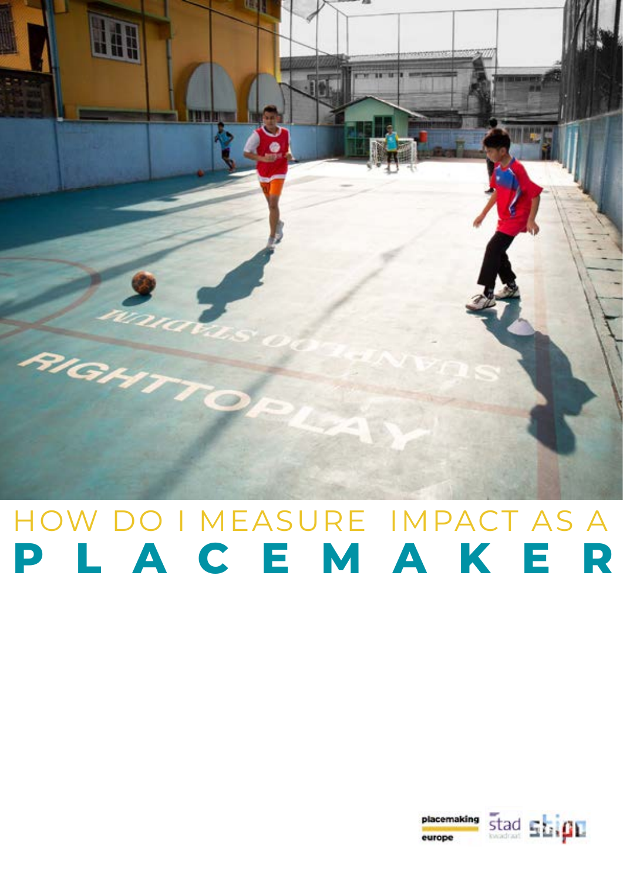# HOW DO I MEASURE IMPACT AS A PLACEMAKER

placemaking europe

stad kwadraat

stipo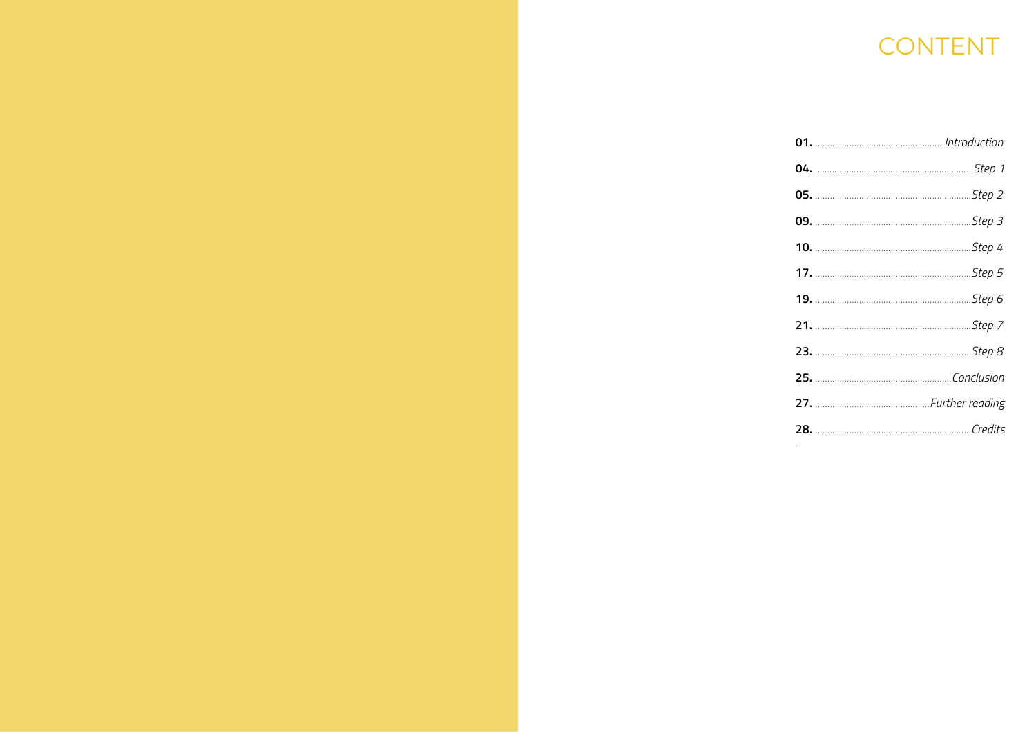# CONTENT

| | |
|---|---|
| **01.** | *Introduction* |
| **04.** | *Step 1* |
| **05.** | *Step 2* |
| **09.** | *Step 3* |
| **10.** | *Step 4* |
| **17.** | *Step 5* |
| **19.** | *Step 6* |
| **21.** | *Step 7* |
| **23.** | *Step 8* |
| **25.** | *Conclusion* |
| **27.** | *Further reading* |
| **28.** | *Credits* |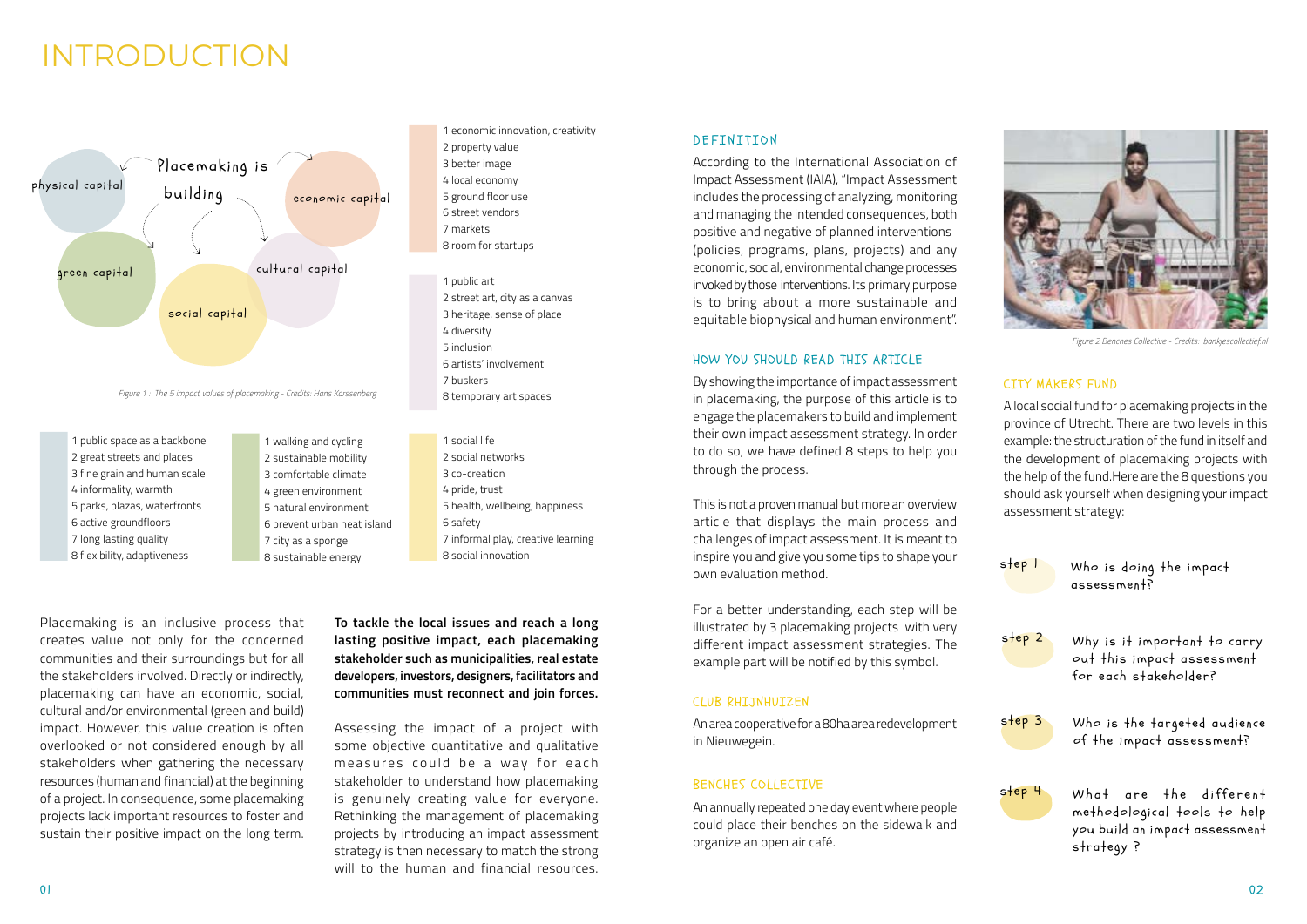# INTRODUCTION

Placemaking is building

physical capital

economic capital

green capital

cultural capital

social capital

*Figure 1 : The 5 impact values of placemaking - Credits: Hans Karssenberg*

1 economic innovation, creativity
2 property value
3 better image
4 local economy
5 ground floor use
6 street vendors
7 markets
8 room for startups

1 public art
2 street art, city as a canvas
3 heritage, sense of place
4 diversity
5 inclusion
6 artists' involvement
7 buskers
8 temporary art spaces

1 public space as a backbone
2 great streets and places
3 fine grain and human scale
4 informality, warmth
5 parks, plazas, waterfronts
6 active groundfloors
7 long lasting quality
8 flexibility, adaptiveness

1 walking and cycling
2 sustainable mobility
3 comfortable climate
4 green environment
5 natural environment
6 prevent urban heat island
7 city as a sponge
8 sustainable energy

1 social life
2 social networks
3 co-creation
4 pride, trust
5 health, wellbeing, happiness
6 safety
7 informal play, creative learning
8 social innovation

Placemaking is an inclusive process that creates value not only for the concerned communities and their surroundings but for all the stakeholders involved. Directly or indirectly, placemaking can have an economic, social, cultural and/or environmental (green and build) impact. However, this value creation is often overlooked or not considered enough by all stakeholders when gathering the necessary resources (human and financial) at the beginning of a project. In consequence, some placemaking projects lack important resources to foster and sustain their positive impact on the long term.

**To tackle the local issues and reach a long lasting positive impact, each placemaking stakeholder such as municipalities, real estate developers, investors, designers, facilitators and communities must reconnect and join forces.**

Assessing the impact of a project with some objective quantitative and qualitative measures could be a way for each stakeholder to understand how placemaking is genuinely creating value for everyone. Rethinking the management of placemaking projects by introducing an impact assessment strategy is then necessary to match the strong will to the human and financial resources.

### DEFINITION

According to the International Association of Impact Assessment (IAIA), "Impact Assessment includes the processing of analyzing, monitoring and managing the intended consequences, both positive and negative of planned interventions (policies, programs, plans, projects) and any economic, social, environmental change processes invoked by those interventions. Its primary purpose is to bring about a more sustainable and equitable biophysical and human environment".

### HOW YOU SHOULD READ THIS ARTICLE

By showing the importance of impact assessment in placemaking, the purpose of this article is to engage the placemakers to build and implement their own impact assessment strategy. In order to do so, we have defined 8 steps to help you through the process.

This is not a proven manual but more an overview article that displays the main process and challenges of impact assessment. It is meant to inspire you and give you some tips to shape your own evaluation method.

For a better understanding, each step will be illustrated by 3 placemaking projects with very different impact assessment strategies. The example part will be notified by this symbol.

### CLUB RHIJNHUIZEN

An area cooperative for a 80ha area redevelopment in Nieuwegein.

### BENCHES COLLECTIVE

An annually repeated one day event where people could place their benches on the sidewalk and organize an open air café.

*Figure 2 Benches Collective - Credits: bankjescollectief.nl*

### CITY MAKERS FUND

A local social fund for placemaking projects in the province of Utrecht. There are two levels in this example: the structuration of the fund in itself and the development of placemaking projects with the help of the fund.Here are the 8 questions you should ask yourself when designing your impact assessment strategy:

- step 1 — Who is doing the impact assessment?
- step 2 — Why is it important to carry out this impact assessment for each stakeholder?
- step 3 — Who is the targeted audience of the impact assessment?
- step 4 — What are the different methodological tools to help you build an impact assessment strategy ?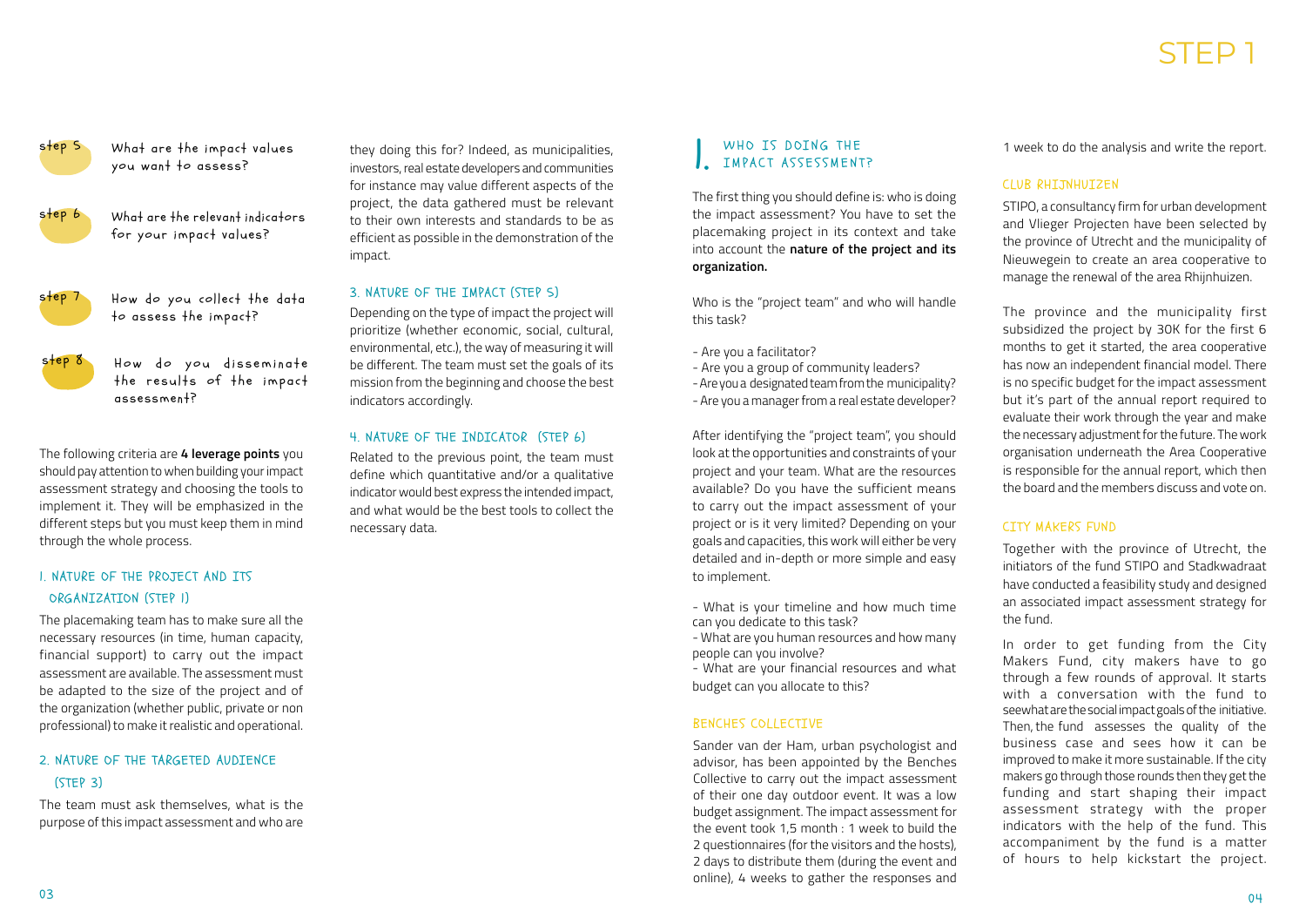# STEP 1

**step 5** What are the impact values you want to assess?

**step 6** What are the relevant indicators for your impact values?

**step 7** How do you collect the data to assess the impact?

**step 8** How do you disseminate the results of the impact assessment?

The following criteria are **4 leverage points** you should pay attention to when building your impact assessment strategy and choosing the tools to implement it. They will be emphasized in the different steps but you must keep them in mind through the whole process.

### 1. NATURE OF THE PROJECT AND ITS ORGANIZATION (STEP 1)

The placemaking team has to make sure all the necessary resources (in time, human capacity, financial support) to carry out the impact assessment are available. The assessment must be adapted to the size of the project and of the organization (whether public, private or non professional) to make it realistic and operational.

### 2. NATURE OF THE TARGETED AUDIENCE (STEP 3)

The team must ask themselves, what is the purpose of this impact assessment and who are they doing this for? Indeed, as municipalities, investors, real estate developers and communities for instance may value different aspects of the project, the data gathered must be relevant to their own interests and standards to be as efficient as possible in the demonstration of the impact.

### 3. NATURE OF THE IMPACT (STEP 5)

Depending on the type of impact the project will prioritize (whether economic, social, cultural, environmental, etc.), the way of measuring it will be different. The team must set the goals of its mission from the beginning and choose the best indicators accordingly.

### 4. NATURE OF THE INDICATOR (STEP 6)

Related to the previous point, the team must define which quantitative and/or a qualitative indicator would best express the intended impact, and what would be the best tools to collect the necessary data.

## 1. WHO IS DOING THE IMPACT ASSESSMENT?

The first thing you should define is: who is doing the impact assessment? You have to set the placemaking project in its context and take into account the **nature of the project and its organization.**

Who is the "project team" and who will handle this task?

- Are you a facilitator?
- Are you a group of community leaders?
- Are you a designated team from the municipality?
- Are you a manager from a real estate developer?

After identifying the "project team", you should look at the opportunities and constraints of your project and your team. What are the resources available? Do you have the sufficient means to carry out the impact assessment of your project or is it very limited? Depending on your goals and capacities, this work will either be very detailed and in-depth or more simple and easy to implement.

- What is your timeline and how much time can you dedicate to this task?
- What are you human resources and how many people can you involve?
- What are your financial resources and what budget can you allocate to this?

### BENCHES COLLECTIVE

Sander van der Ham, urban psychologist and advisor, has been appointed by the Benches Collective to carry out the impact assessment of their one day outdoor event. It was a low budget assignment. The impact assessment for the event took 1,5 month : 1 week to build the 2 questionnaires (for the visitors and the hosts), 2 days to distribute them (during the event and online), 4 weeks to gather the responses and 1 week to do the analysis and write the report.

### CLUB RHIJNHUIZEN

STIPO, a consultancy firm for urban development and Vlieger Projecten have been selected by the province of Utrecht and the municipality of Nieuwegein to create an area cooperative to manage the renewal of the area Rhijnhuizen.

The province and the municipality first subsidized the project by 30K for the first 6 months to get it started, the area cooperative has now an independent financial model. There is no specific budget for the impact assessment but it's part of the annual report required to evaluate their work through the year and make the necessary adjustment for the future. The work organisation underneath the Area Cooperative is responsible for the annual report, which then the board and the members discuss and vote on.

### CITY MAKERS FUND

Together with the province of Utrecht, the initiators of the fund STIPO and Stadkwadraat have conducted a feasibility study and designed an associated impact assessment strategy for the fund.

In order to get funding from the City Makers Fund, city makers have to go through a few rounds of approval. It starts with a conversation with the fund to see what are the social impact goals of the initiative. Then, the fund assesses the quality of the business case and sees how it can be improved to make it more sustainable. If the city makers go through those rounds then they get the funding and start shaping their impact assessment strategy with the proper indicators with the help of the fund. This accompaniment by the fund is a matter of hours to help kickstart the project.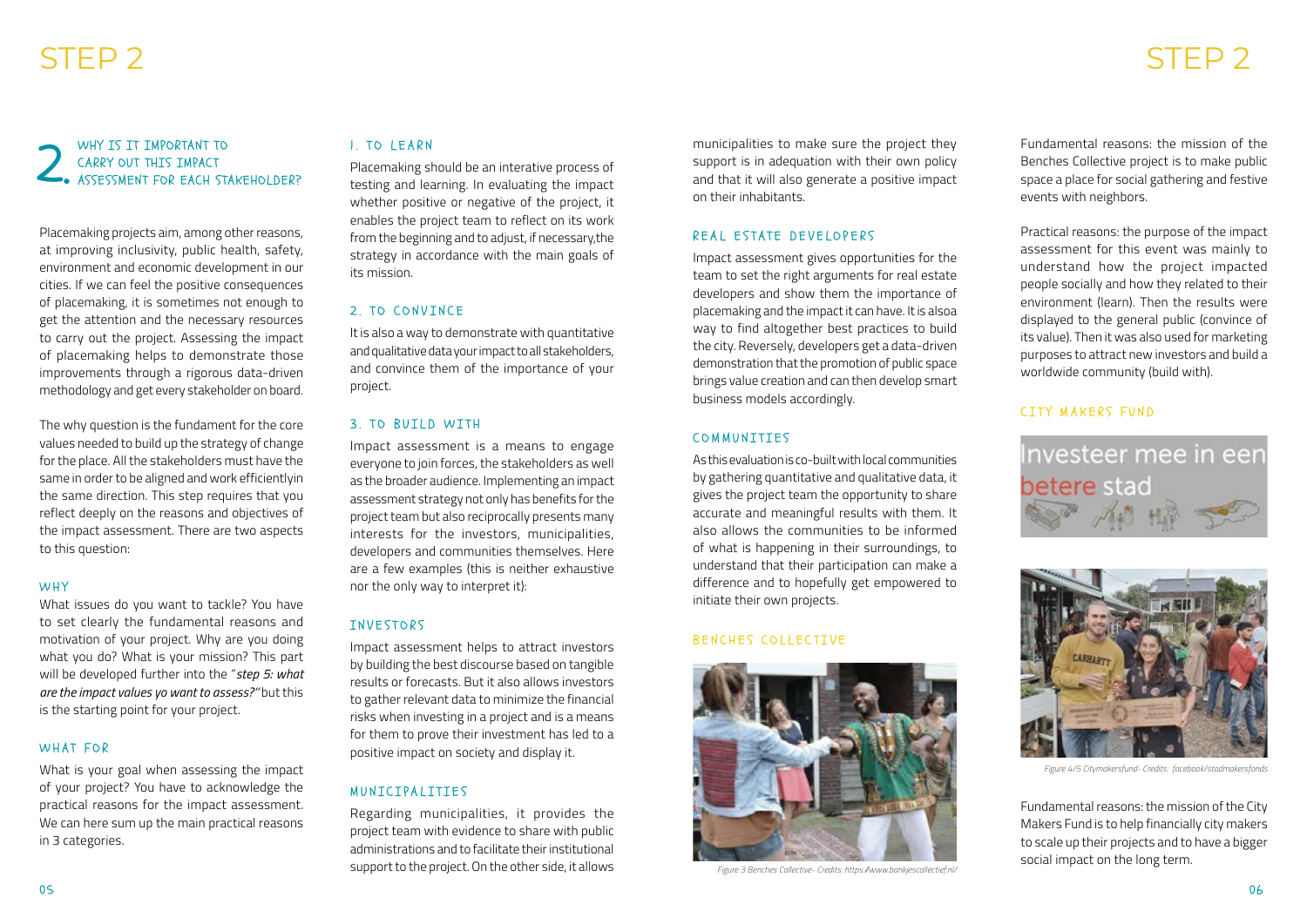## 2. WHY IS IT IMPORTANT TO CARRY OUT THIS IMPACT ASSESSMENT FOR EACH STAKEHOLDER?

Placemaking projects aim, among other reasons, at improving inclusivity, public health, safety, environment and economic development in our cities. If we can feel the positive consequences of placemaking, it is sometimes not enough to get the attention and the necessary resources to carry out the project. Assessing the impact of placemaking helps to demonstrate those improvements through a rigorous data-driven methodology and get every stakeholder on board.

The why question is the fundament for the core values needed to build up the strategy of change for the place. All the stakeholders must have the same in order to be aligned and work efficientlyin the same direction. This step requires that you reflect deeply on the reasons and objectives of the impact assessment. There are two aspects to this question:

### WHY

What issues do you want to tackle? You have to set clearly the fundamental reasons and motivation of your project. Why are you doing what you do? What is your mission? This part will be developed further into the "*step 5: what are the impact values yo want to assess?*" but this is the starting point for your project.

### WHAT FOR

What is your goal when assessing the impact of your project? You have to acknowledge the practical reasons for the impact assessment. We can here sum up the main practical reasons in 3 categories.

### 1. TO LEARN

Placemaking should be an interative process of testing and learning. In evaluating the impact whether positive or negative of the project, it enables the project team to reflect on its work from the beginning and to adjust, if necessary,the strategy in accordance with the main goals of its mission.

### 2. TO CONVINCE

It is also a way to demonstrate with quantitative and qualitative data your impact to all stakeholders, and convince them of the importance of your project.

### 3. TO BUILD WITH

Impact assessment is a means to engage everyone to join forces, the stakeholders as well as the broader audience. Implementing an impact assessment strategy not only has benefits for the project team but also reciprocally presents many interests for the investors, municipalities, developers and communities themselves. Here are a few examples (this is neither exhaustive nor the only way to interpret it):

### INVESTORS

Impact assessment helps to attract investors by building the best discourse based on tangible results or forecasts. But it also allows investors to gather relevant data to minimize the financial risks when investing in a project and is a means for them to prove their investment has led to a positive impact on society and display it.

### MUNICIPALITIES

Regarding municipalities, it provides the project team with evidence to share with public administrations and to facilitate their institutional support to the project. On the other side, it allows municipalities to make sure the project they support is in adequation with their own policy and that it will also generate a positive impact on their inhabitants.

### REAL ESTATE DEVELOPERS

Impact assessment gives opportunities for the team to set the right arguments for real estate developers and show them the importance of placemaking and the impact it can have. It is alsoa way to find altogether best practices to build the city. Reversely, developers get a data-driven demonstration that the promotion of public space brings value creation and can then develop smart business models accordingly.

### COMMUNITIES

As this evaluation is co-built with local communities by gathering quantitative and qualitative data, it gives the project team the opportunity to share accurate and meaningful results with them. It also allows the communities to be informed of what is happening in their surroundings, to understand that their participation can make a difference and to hopefully get empowered to initiate their own projects.

### BENCHES COLLECTIVE

*Figure 3 Benches Collective- Credits: https://www.bankjescollectief.nl/*

Fundamental reasons: the mission of the Benches Collective project is to make public space a place for social gathering and festive events with neighbors.

Practical reasons: the purpose of the impact assessment for this event was mainly to understand how the project impacted people socially and how they related to their environment (learn). Then the results were displayed to the general public (convince of its value). Then it was also used for marketing purposes to attract new investors and build a worldwide community (build with).

### CITY MAKERS FUND

*Figure 4/5 Citymakersfund- Credits: facebook/stadmakersfonds*

Fundamental reasons: the mission of the City Makers Fund is to help financially city makers to scale up their projects and to have a bigger social impact on the long term.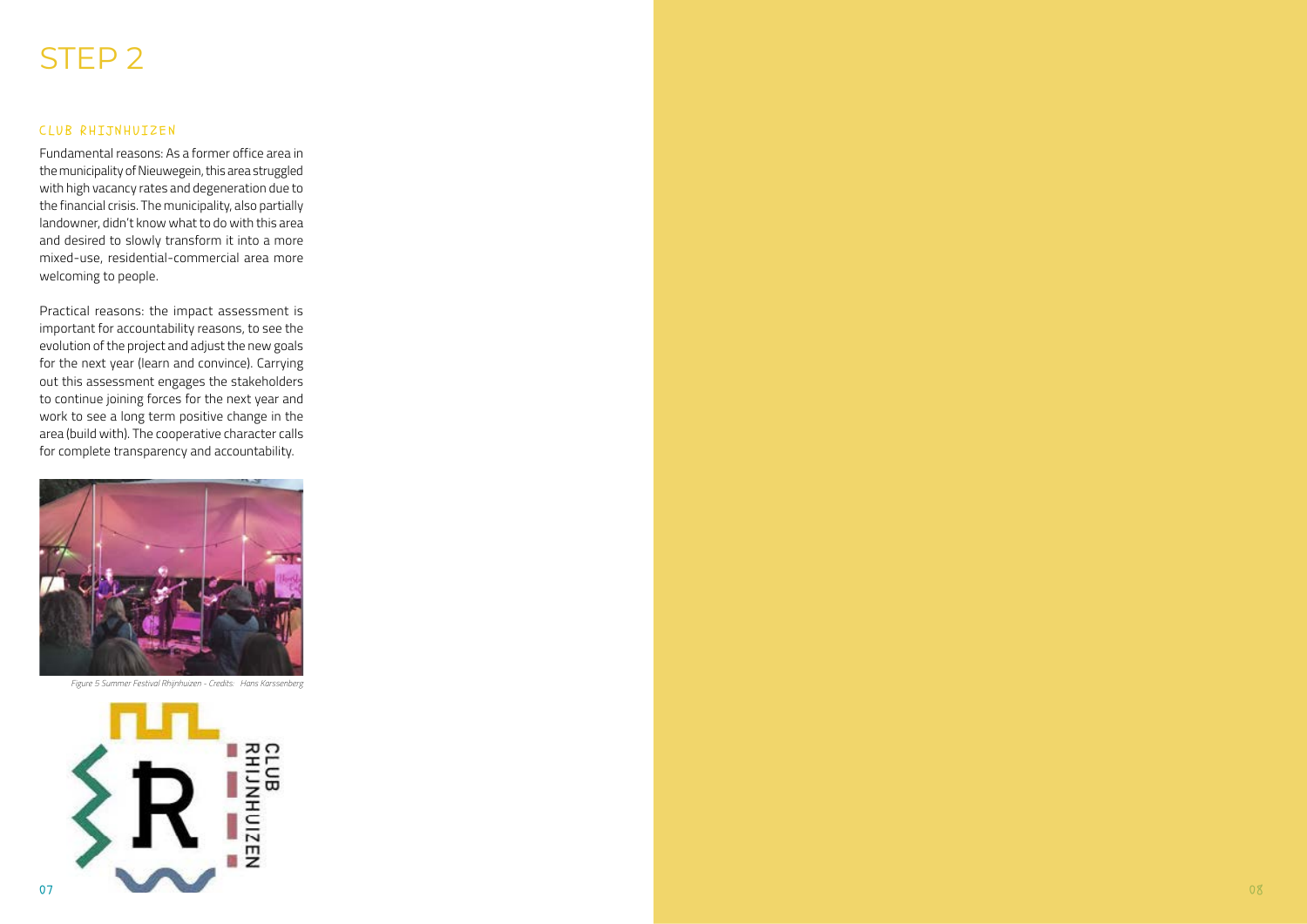# STEP 2

### CLUB RHIJNHUIZEN

Fundamental reasons: As a former office area in the municipality of Nieuwegein, this area struggled with high vacancy rates and degeneration due to the financial crisis. The municipality, also partially landowner, didn't know what to do with this area and desired to slowly transform it into a more mixed-use, residential-commercial area more welcoming to people.

Practical reasons: the impact assessment is important for accountability reasons, to see the evolution of the project and adjust the new goals for the next year (learn and convince). Carrying out this assessment engages the stakeholders to continue joining forces for the next year and work to see a long term positive change in the area (build with). The cooperative character calls for complete transparency and accountability.

*Figure 5 Summer Festival Rhijnhuizen - Credits: Hans Karssenberg*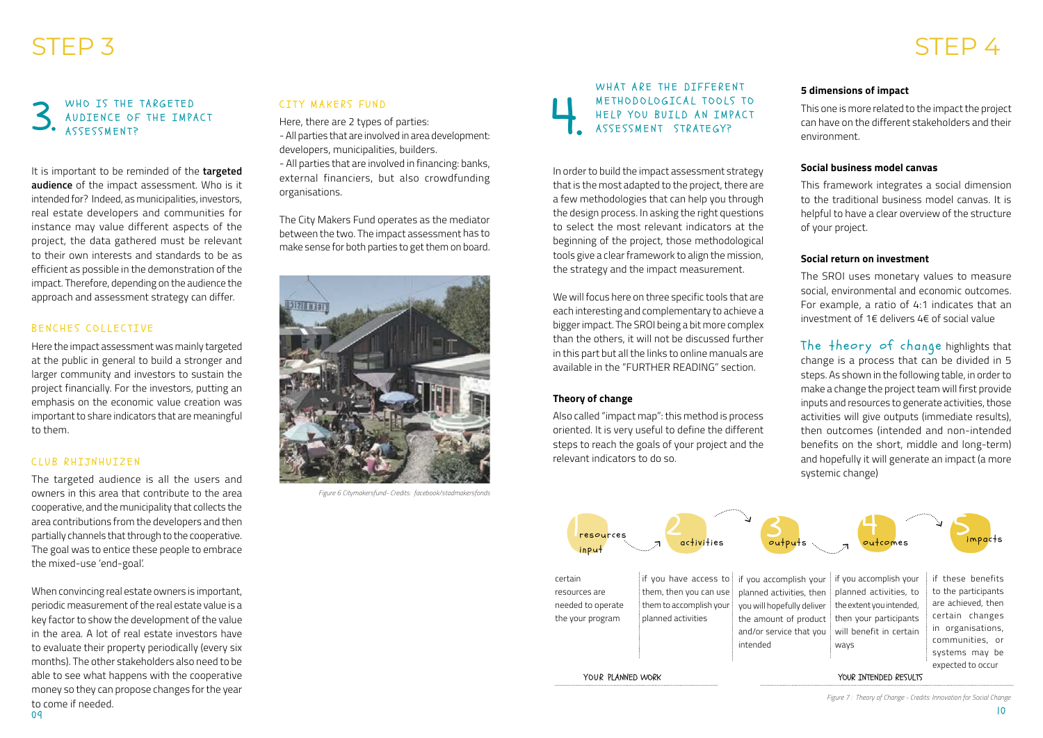# STEP 3

## 3. WHO IS THE TARGETED AUDIENCE OF THE IMPACT ASSESSMENT?

It is important to be reminded of the **targeted audience** of the impact assessment. Who is it intended for? Indeed, as municipalities, investors, real estate developers and communities for instance may value different aspects of the project, the data gathered must be relevant to their own interests and standards to be as efficient as possible in the demonstration of the impact. Therefore, depending on the audience the approach and assessment strategy can differ.

### BENCHES COLLECTIVE

Here the impact assessment was mainly targeted at the public in general to build a stronger and larger community and investors to sustain the project financially. For the investors, putting an emphasis on the economic value creation was important to share indicators that are meaningful to them.

### CLUB RHIJNHUIZEN

The targeted audience is all the users and owners in this area that contribute to the area cooperative, and the municipality that collects the area contributions from the developers and then partially channels that through to the cooperative. The goal was to entice these people to embrace the mixed-use 'end-goal'.

When convincing real estate owners is important, periodic measurement of the real estate value is a key factor to show the development of the value in the area. A lot of real estate investors have to evaluate their property periodically (every six months). The other stakeholders also need to be able to see what happens with the cooperative money so they can propose changes for the year to come if needed.

### CITY MAKERS FUND

Here, there are 2 types of parties:
- All parties that are involved in area development: developers, municipalities, builders.
- All parties that are involved in financing: banks, external financiers, but also crowdfunding organisations.

The City Makers Fund operates as the mediator between the two. The impact assessment has to make sense for both parties to get them on board.

*Figure 6 Citymakersfund- Credits: facebook/stadmakersfonds*

# STEP 4

## 4. WHAT ARE THE DIFFERENT METHODOLOGICAL TOOLS TO HELP YOU BUILD AN IMPACT ASSESSMENT STRATEGY?

In order to build the impact assessment strategy that is the most adapted to the project, there are a few methodologies that can help you through the design process. In asking the right questions to select the most relevant indicators at the beginning of the project, those methodological tools give a clear framework to align the mission, the strategy and the impact measurement.

We will focus here on three specific tools that are each interesting and complementary to achieve a bigger impact. The SROI being a bit more complex than the others, it will not be discussed further in this part but all the links to online manuals are available in the "FURTHER READING" section.

**Theory of change**

Also called "impact map": this method is process oriented. It is very useful to define the different steps to reach the goals of your project and the relevant indicators to do so.

**5 dimensions of impact**

This one is more related to the impact the project can have on the different stakeholders and their environment.

**Social business model canvas**

This framework integrates a social dimension to the traditional business model canvas. It is helpful to have a clear overview of the structure of your project.

**Social return on investment**

The SROI uses monetary values to measure social, environmental and economic outcomes. For example, a ratio of 4:1 indicates that an investment of 1€ delivers 4€ of social value

The theory of change highlights that change is a process that can be divided in 5 steps. As shown in the following table, in order to make a change the project team will first provide inputs and resources to generate activities, those activities will give outputs (immediate results), then outcomes (intended and non-intended benefits on the short, middle and long-term) and hopefully it will generate an impact (a more systemic change)

| 1 resources input | 2 activities | 3 outputs | 4 outcomes | 5 impacts |
|---|---|---|---|---|
| certain resources are needed to operate the your program | if you have access to them, then you can use them to accomplish your planned activities | if you accomplish your planned activities, then you will hopefully deliver the amount of product and/or service that you intended | if you accomplish your planned activities, to the extent you intended, then your participants will benefit in certain ways | if these benefits to the participants are achieved, then certain changes in organisations, communities, or systems may be expected to occur |
| YOUR PLANNED WORK | | YOUR INTENDED RESULTS | | |

*Figure 7 : Theory of Change - Credits: Innovation for Social Change*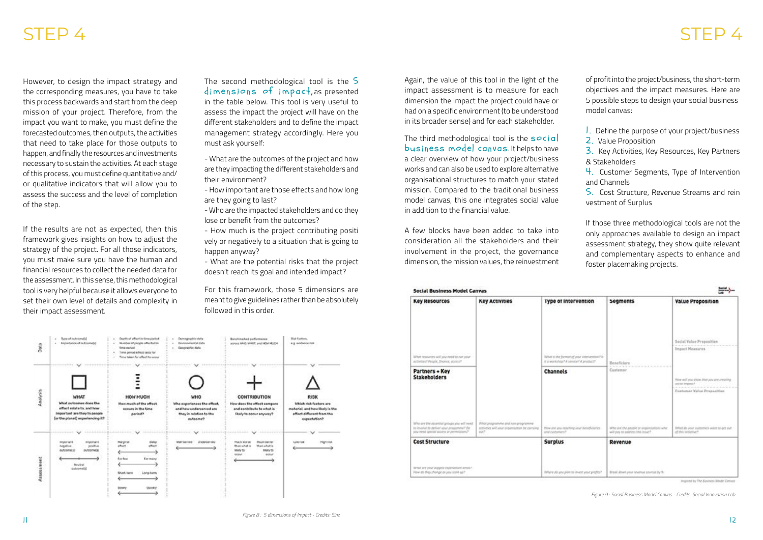# STEP 4

However, to design the impact strategy and the corresponding measures, you have to take this process backwards and start from the deep mission of your project. Therefore, from the impact you want to make, you must define the forecasted outcomes, then outputs, the activities that need to take place for those outputs to happen, and finally the resources and investments necessary to sustain the activities. At each stage of this process, you must define quantitative and/or qualitative indicators that will allow you to assess the success and the level of completion of the step.

If the results are not as expected, then this framework gives insights on how to adjust the strategy of the project. For all those indicators, you must make sure you have the human and financial resources to collect the needed data for the assessment. In this sense, this methodological tool is very helpful because it allows everyone to set their own level of details and complexity in their impact assessment.

The second methodological tool is the **5 dimensions of impact**, as presented in the table below. This tool is very useful to assess the impact the project will have on the different stakeholders and to define the impact management strategy accordingly. Here you must ask yourself:

- What are the outcomes of the project and how are they impacting the different stakeholders and their environment?
- How important are those effects and how long are they going to last?
- Who are the impacted stakeholders and do they lose or benefit from the outcomes?
- How much is the project contributing positively or negatively to a situation that is going to happen anyway?
- What are the potential risks that the project doesn't reach its goal and intended impact?

For this framework, those 5 dimensions are meant to give guidelines rather than be absolutely followed in this order.

| | WHAT | HOW MUCH | WHO | CONTRIBUTION | RISK |
|---|---|---|---|---|---|
| Data | Type of outcome(s); Importance of outcome(s) | Depth of effect in time period; Number of people affected in time period; Time period effect lasts for; Time taken for effect to occur | Demographic data; Environmental data; Geographic data | Benchmarked performance across WHO, WHAT, and HOW MUCH | Risk factors, e.g. evidence risk |
| Analysis | What outcomes does the effect relate to, and how important are they to people (or the planet) experiencing it? | How much of the effect occurs in the time period? | Who experiences the effect, and how underserved are they in relation to the outcome? | How does the effect compare and contribute to what is likely to occur anyway? | Which risk factors are material, and how likely is the effect different from the expectation? |
| Assessment | Important negative outcome(s) ↔ Important positive outcome(s); Neutral outcome(s) | Marginal effect ↔ Deep effect; For few ↔ For many; Short-term ↔ Long-term; Slowly ↔ Quickly | Well-served ↔ Underserved | Much worse than what is likely to occur ↔ Much better than what is likely to occur | Low risk ↔ High risk |

*Figure 8 : 5 dimensions of impact - Credits: Sinz*

Again, the value of this tool in the light of the impact assessment is to measure for each dimension the impact the project could have or had on a specific environment (to be understood in its broader sense) and for each stakeholder.

The third methodological tool is the **social business model canvas**. It helps to have a clear overview of how your project/business works and can also be used to explore alternative organisational structures to match your stated mission. Compared to the traditional business model canvas, this one integrates social value in addition to the financial value.

A few blocks have been added to take into consideration all the stakeholders and their involvement in the project, the governance dimension, the mission values, the reinvestment of profit into the project/business, the short-term objectives and the impact measures. Here are 5 possible steps to design your social business model canvas:

1. Define the purpose of your project/business
2. Value Proposition
3. Key Activities, Key Resources, Key Partners & Stakeholders
4. Customer Segments, Type of Intervention and Channels
5. Cost Structure, Revenue Streams and reinvestment of Surplus

If those three methodological tools are not the only approaches available to design an impact assessment strategy, they show quite relevant and complementary aspects to enhance and foster placemaking projects.

**Social Business Model Canvas**

| Key Resources | Key Activities | Type of Intervention | Segments | Value Proposition |
|---|---|---|---|---|
| What resources will you need to run your activities? People, finance, access? | What programme and non-programme activities will your organisation be carrying out? | What is the format of your intervention? Is it a workshop? A service? A product? | Beneficiary | Social Value Proposition |
| **Partners + Key Stakeholders** | | **Channels** | Customer | Impact Measures |
| Who are the essential groups you will need to involve to deliver your programme? Do you need special access or permissions? | | How are you reaching your beneficiaries and customers? | Who are the people or organisations who will pay to address this issue? | How will you show that you are creating social impact? |
| | | | | Customer Value Proposition |
| | | | | What do your customers want to get out of this initiative? |
| **Cost Structure** | | **Surplus** | **Revenue** | |
| What are your biggest expenditure areas? How do they change as you scale up? | | Where do you plan to invest your profits? | Break down your revenue sources by % | |

Inspired by The Business Model Canvas

*Figure 9 : Social Business Model Canvas - Credits: Social Innovation Lab*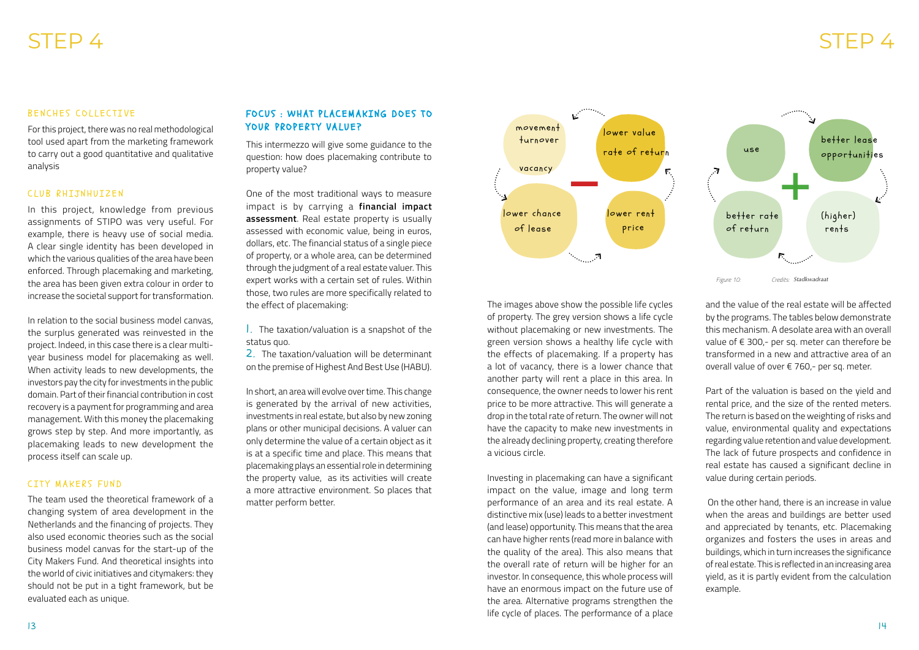# STEP 4

### BENCHES COLLECTIVE

For this project, there was no real methodological tool used apart from the marketing framework to carry out a good quantitative and qualitative analysis

### CLUB RHIJNHUIZEN

In this project, knowledge from previous assignments of STIPO was very useful. For example, there is heavy use of social media. A clear single identity has been developed in which the various qualities of the area have been enforced. Through placemaking and marketing, the area has been given extra colour in order to increase the societal support for transformation.

In relation to the social business model canvas, the surplus generated was reinvested in the project. Indeed, in this case there is a clear multi-year business model for placemaking as well. When activity leads to new developments, the investors pay the city for investments in the public domain. Part of their financial contribution in cost recovery is a payment for programming and area management. With this money the placemaking grows step by step. And more importantly, as placemaking leads to new development the process itself can scale up.

### CITY MAKERS FUND

The team used the theoretical framework of a changing system of area development in the Netherlands and the financing of projects. They also used economic theories such as the social business model canvas for the start-up of the City Makers Fund. And theoretical insights into the world of civic initiatives and citymakers: they should not be put in a tight framework, but be evaluated each as unique.

### FOCUS : WHAT PLACEMAKING DOES TO YOUR PROPERTY VALUE?

This intermezzo will give some guidance to the question: how does placemaking contribute to property value?

One of the most traditional ways to measure impact is by carrying a **financial impact assessment**. Real estate property is usually assessed with economic value, being in euros, dollars, etc. The financial status of a single piece of property, or a whole area, can be determined through the judgment of a real estate valuer. This expert works with a certain set of rules. Within those, two rules are more specifically related to the effect of placemaking:

1. The taxation/valuation is a snapshot of the status quo.
2. The taxation/valuation will be determinant on the premise of Highest And Best Use (HABU).

In short, an area will evolve over time. This change is generated by the arrival of new activities, investments in real estate, but also by new zoning plans or other municipal decisions. A valuer can only determine the value of a certain object as it is at a specific time and place. This means that placemaking plays an essential role in determining the property value, as its activities will create a more attractive environment. So places that matter perform better.

movement turnover vacancy — lower value rate of return — lower rent price — lower chance of lease

use — better lease opportunities — (higher) rents — better rate of return

Figure 10: Credits: Stadkwadraat

The images above show the possible life cycles of property. The grey version shows a life cycle without placemaking or new investments. The green version shows a healthy life cycle with the effects of placemaking. If a property has a lot of vacancy, there is a lower chance that another party will rent a place in this area. In consequence, the owner needs to lower his rent price to be more attractive. This will generate a drop in the total rate of return. The owner will not have the capacity to make new investments in the already declining property, creating therefore a vicious circle.

Investing in placemaking can have a significant impact on the value, image and long term performance of an area and its real estate. A distinctive mix (use) leads to a better investment (and lease) opportunity. This means that the area can have higher rents (read more in balance with the quality of the area). This also means that the overall rate of return will be higher for an investor. In consequence, this whole process will have an enormous impact on the future use of the area. Alternative programs strengthen the life cycle of places. The performance of a place and the value of the real estate will be affected by the programs. The tables below demonstrate this mechanism. A desolate area with an overall value of € 300,- per sq. meter can therefore be transformed in a new and attractive area of an overall value of over € 760,- per sq. meter.

Part of the valuation is based on the yield and rental price, and the size of the rented meters. The return is based on the weighting of risks and value, environmental quality and expectations regarding value retention and value development. The lack of future prospects and confidence in real estate has caused a significant decline in value during certain periods.

On the other hand, there is an increase in value when the areas and buildings are better used and appreciated by tenants, etc. Placemaking organizes and fosters the uses in areas and buildings, which in turn increases the significance of real estate. This is reflected in an increasing area yield, as it is partly evident from the calculation example.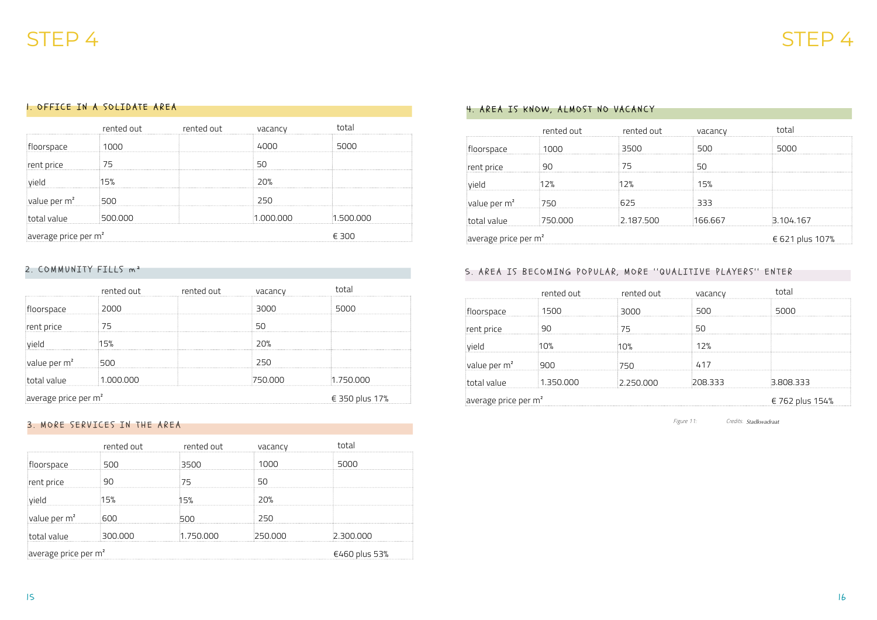# STEP 4

### 1. OFFICE IN A SOLIDATE AREA

| | rented out | rented out | vacancy | total |
|---|---|---|---|---|
| floorspace | 1000 | | 4000 | 5000 |
| rent price | 75 | | 50 | |
| yield | 15% | | 20% | |
| value per m² | 500 | | 250 | |
| total value | 500.000 | | 1.000.000 | 1.500.000 |
| average price per m² | | | | € 300 |

### 2. COMMUNITY FILLS m²

| | rented out | rented out | vacancy | total |
|---|---|---|---|---|
| floorspace | 2000 | | 3000 | 5000 |
| rent price | 75 | | 50 | |
| yield | 15% | | 20% | |
| value per m² | 500 | | 250 | |
| total value | 1.000.000 | | 750.000 | 1.750.000 |
| average price per m² | | | | € 350 plus 17% |

### 3. MORE SERVICES IN THE AREA

| | rented out | rented out | vacancy | total |
|---|---|---|---|---|
| floorspace | 500 | 3500 | 1000 | 5000 |
| rent price | 90 | 75 | 50 | |
| yield | 15% | 15% | 20% | |
| value per m² | 600 | 500 | 250 | |
| total value | 300.000 | 1.750.000 | 250.000 | 2.300.000 |
| average price per m² | | | | €460 plus 53% |

### 4. AREA IS KNOW, ALMOST NO VACANCY

| | rented out | rented out | vacancy | total |
|---|---|---|---|---|
| floorspace | 1000 | 3500 | 500 | 5000 |
| rent price | 90 | 75 | 50 | |
| yield | 12% | 12% | 15% | |
| value per m² | 750 | 625 | 333 | |
| total value | 750.000 | 2.187.500 | 166.667 | 3.104.167 |
| average price per m² | | | | € 621 plus 107% |

### 5. AREA IS BECOMING POPULAR, MORE "QUALITIVE PLAYERS" ENTER

| | rented out | rented out | vacancy | total |
|---|---|---|---|---|
| floorspace | 1500 | 3000 | 500 | 5000 |
| rent price | 90 | 75 | 50 | |
| yield | 10% | 10% | 12% | |
| value per m² | 900 | 750 | 417 | |
| total value | 1.350.000 | 2.250.000 | 208.333 | 3.808.333 |
| average price per m² | | | | € 762 plus 154% |

*Figure 11:* *Credits.* Stadkwadraat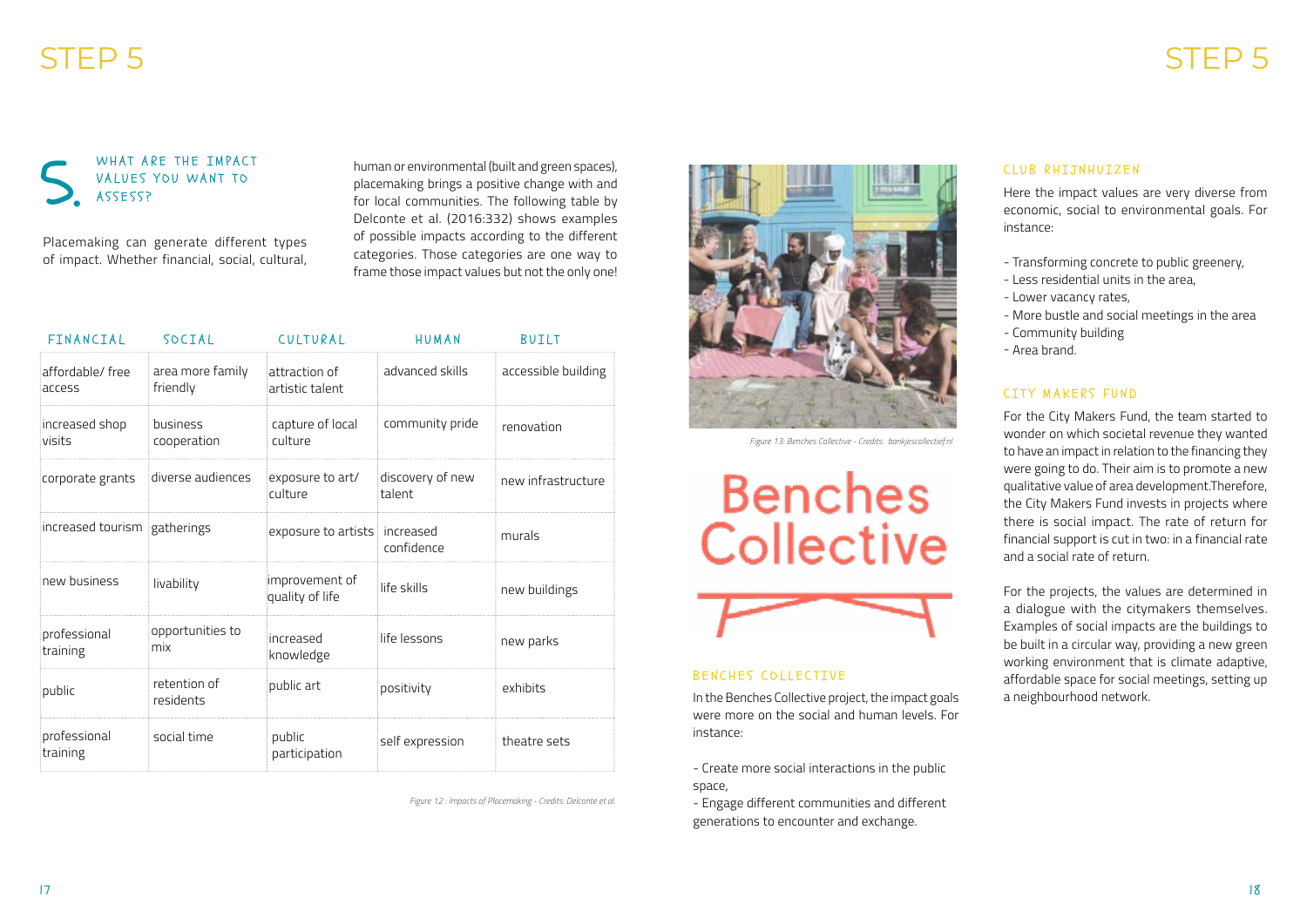## 5. WHAT ARE THE IMPACT VALUES YOU WANT TO ASSESS?

Placemaking can generate different types of impact. Whether financial, social, cultural, human or environmental (built and green spaces), placemaking brings a positive change with and for local communities. The following table by Delconte et al. (2016:332) shows examples of possible impacts according to the different categories. Those categories are one way to frame those impact values but not the only one!

| FINANCIAL | SOCIAL | CULTURAL | HUMAN | BUILT |
|---|---|---|---|---|
| affordable/ free access | area more family friendly | attraction of artistic talent | advanced skills | accessible building |
| increased shop visits | business cooperation | capture of local culture | community pride | renovation |
| corporate grants | diverse audiences | exposure to art/ culture | discovery of new talent | new infrastructure |
| increased tourism | gatherings | exposure to artists | increased confidence | murals |
| new business | livability | improvement of quality of life | life skills | new buildings |
| professional training | opportunities to mix | increased knowledge | life lessons | new parks |
| public | retention of residents | public art | positivity | exhibits |
| professional training | social time | public participation | self expression | theatre sets |

*Figure 12 : Impacts of Placemaking - Credits: Delconte et al.*

*Figure 13: Benches Collective - Credits: bankjescollectief.nl*

Benches Collective

### BENCHES COLLECTIVE

In the Benches Collective project, the impact goals were more on the social and human levels. For instance:

- Create more social interactions in the public space,
- Engage different communities and different generations to encounter and exchange.

### CLUB RHIJNHUIZEN

Here the impact values are very diverse from economic, social to environmental goals. For instance:

- Transforming concrete to public greenery,
- Less residential units in the area,
- Lower vacancy rates,
- More bustle and social meetings in the area
- Community building
- Area brand.

### CITY MAKERS FUND

For the City Makers Fund, the team started to wonder on which societal revenue they wanted to have an impact in relation to the financing they were going to do. Their aim is to promote a new qualitative value of area development.Therefore, the City Makers Fund invests in projects where there is social impact. The rate of return for financial support is cut in two: in a financial rate and a social rate of return.

For the projects, the values are determined in a dialogue with the citymakers themselves. Examples of social impacts are the buildings to be built in a circular way, providing a new green working environment that is climate adaptive, affordable space for social meetings, setting up a neighbourhood network.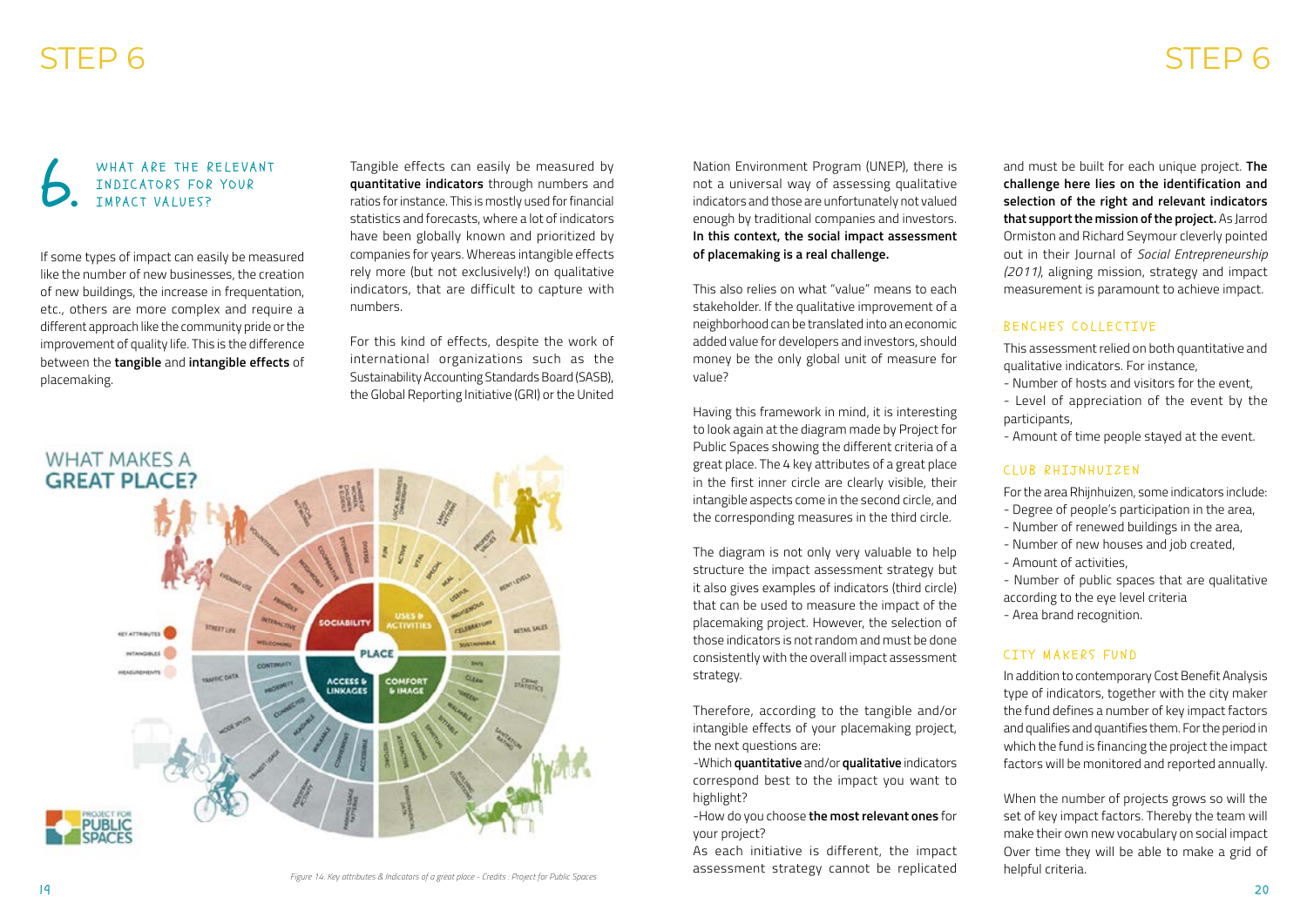# STEP 6

## 6. WHAT ARE THE RELEVANT INDICATORS FOR YOUR IMPACT VALUES?

If some types of impact can easily be measured like the number of new businesses, the creation of new buildings, the increase in frequentation, etc., others are more complex and require a different approach like the community pride or the improvement of quality life. This is the difference between the **tangible** and **intangible effects** of placemaking.

Tangible effects can easily be measured by **quantitative indicators** through numbers and ratios for instance. This is mostly used for financial statistics and forecasts, where a lot of indicators have been globally known and prioritized by companies for years. Whereas intangible effects rely more (but not exclusively!) on qualitative indicators, that are difficult to capture with numbers.

For this kind of effects, despite the work of international organizations such as the Sustainability Accounting Standards Board (SASB), the Global Reporting Initiative (GRI) or the United Nation Environment Program (UNEP), there is not a universal way of assessing qualitative indicators and those are unfortunately not valued enough by traditional companies and investors. **In this context, the social impact assessment of placemaking is a real challenge.**

This also relies on what "value" means to each stakeholder. If the qualitative improvement of a neighborhood can be translated into an economic added value for developers and investors, should money be the only global unit of measure for value?

Having this framework in mind, it is interesting to look again at the diagram made by Project for Public Spaces showing the different criteria of a great place. The 4 key attributes of a great place in the first inner circle are clearly visible, their intangible aspects come in the second circle, and the corresponding measures in the third circle.

The diagram is not only very valuable to help structure the impact assessment strategy but it also gives examples of indicators (third circle) that can be used to measure the impact of the placemaking project. However, the selection of those indicators is not random and must be done consistently with the overall impact assessment strategy.

Therefore, according to the tangible and/or intangible effects of your placemaking project, the next questions are:

-Which **quantitative** and/or **qualitative** indicators correspond best to the impact you want to highlight?

-How do you choose **the most relevant ones** for your project?

As each initiative is different, the impact assessment strategy cannot be replicated and must be built for each unique project. **The challenge here lies on the identification and selection of the right and relevant indicators that support the mission of the project.** As Jarrod Ormiston and Richard Seymour cleverly pointed out in their Journal of *Social Entrepreneurship (2011)*, aligning mission, strategy and impact measurement is paramount to achieve impact.

*Figure 14: Key attributes & Indicators of a great place - Credits : Project for Public Spaces*

### BENCHES COLLECTIVE

This assessment relied on both quantitative and qualitative indicators. For instance,

- Number of hosts and visitors for the event,
- Level of appreciation of the event by the participants,
- Amount of time people stayed at the event.

### CLUB RHIJNHUIZEN

For the area Rhijnhuizen, some indicators include:

- Degree of people's participation in the area,
- Number of renewed buildings in the area,
- Number of new houses and job created,
- Amount of activities,
- Number of public spaces that are qualitative according to the eye level criteria
- Area brand recognition.

### CITY MAKERS FUND

In addition to contemporary Cost Benefit Analysis type of indicators, together with the city maker the fund defines a number of key impact factors and qualifies and quantifies them. For the period in which the fund is financing the project the impact factors will be monitored and reported annually.

When the number of projects grows so will the set of key impact factors. Thereby the team will make their own new vocabulary on social impact Over time they will be able to make a grid of helpful criteria.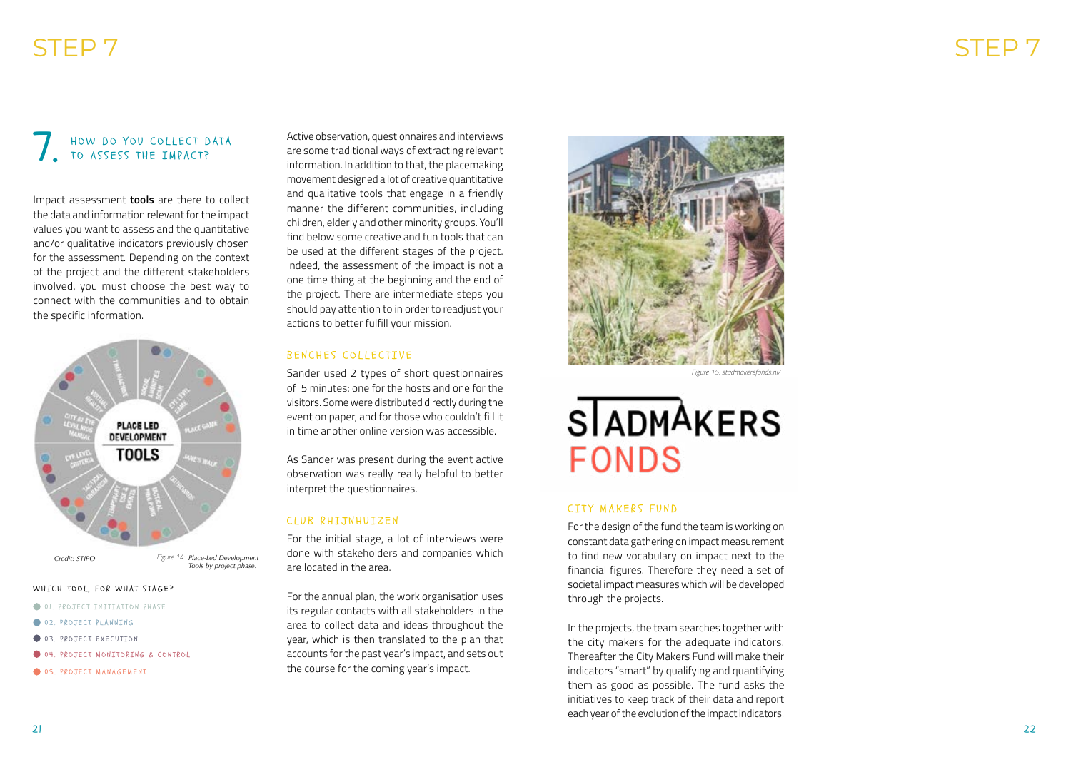# STEP 7

## 7. HOW DO YOU COLLECT DATA TO ASSESS THE IMPACT?

Impact assessment **tools** are there to collect the data and information relevant for the impact values you want to assess and the quantitative and/or qualitative indicators previously chosen for the assessment. Depending on the context of the project and the different stakeholders involved, you must choose the best way to connect with the communities and to obtain the specific information.

Credit: STIPO

*Figure 14. Place-Led Development Tools by project phase.*

### WHICH TOOL, FOR WHAT STAGE?

- 01. PROJECT INITIATION PHASE
- 02. PROJECT PLANNING
- 03. PROJECT EXECUTION
- 04. PROJECT MONITORING & CONTROL
- 05. PROJECT MANAGEMENT

Active observation, questionnaires and interviews are some traditional ways of extracting relevant information. In addition to that, the placemaking movement designed a lot of creative quantitative and qualitative tools that engage in a friendly manner the different communities, including children, elderly and other minority groups. You'll find below some creative and fun tools that can be used at the different stages of the project. Indeed, the assessment of the impact is not a one time thing at the beginning and the end of the project. There are intermediate steps you should pay attention to in order to readjust your actions to better fulfill your mission.

### BENCHES COLLECTIVE

Sander used 2 types of short questionnaires of 5 minutes: one for the hosts and one for the visitors. Some were distributed directly during the event on paper, and for those who couldn't fill it in time another online version was accessible.

As Sander was present during the event active observation was really really helpful to better interpret the questionnaires.

### CLUB RHIJNHUIZEN

For the initial stage, a lot of interviews were done with stakeholders and companies which are located in the area.

For the annual plan, the work organisation uses its regular contacts with all stakeholders in the area to collect data and ideas throughout the year, which is then translated to the plan that accounts for the past year's impact, and sets out the course for the coming year's impact.

*Figure 15: stadmakersfonds.nl/*

### CITY MAKERS FUND

For the design of the fund the team is working on constant data gathering on impact measurement to find new vocabulary on impact next to the financial figures. Therefore they need a set of societal impact measures which will be developed through the projects.

In the projects, the team searches together with the city makers for the adequate indicators. Thereafter the City Makers Fund will make their indicators "smart" by qualifying and quantifying them as good as possible. The fund asks the initiatives to keep track of their data and report each year of the evolution of the impact indicators.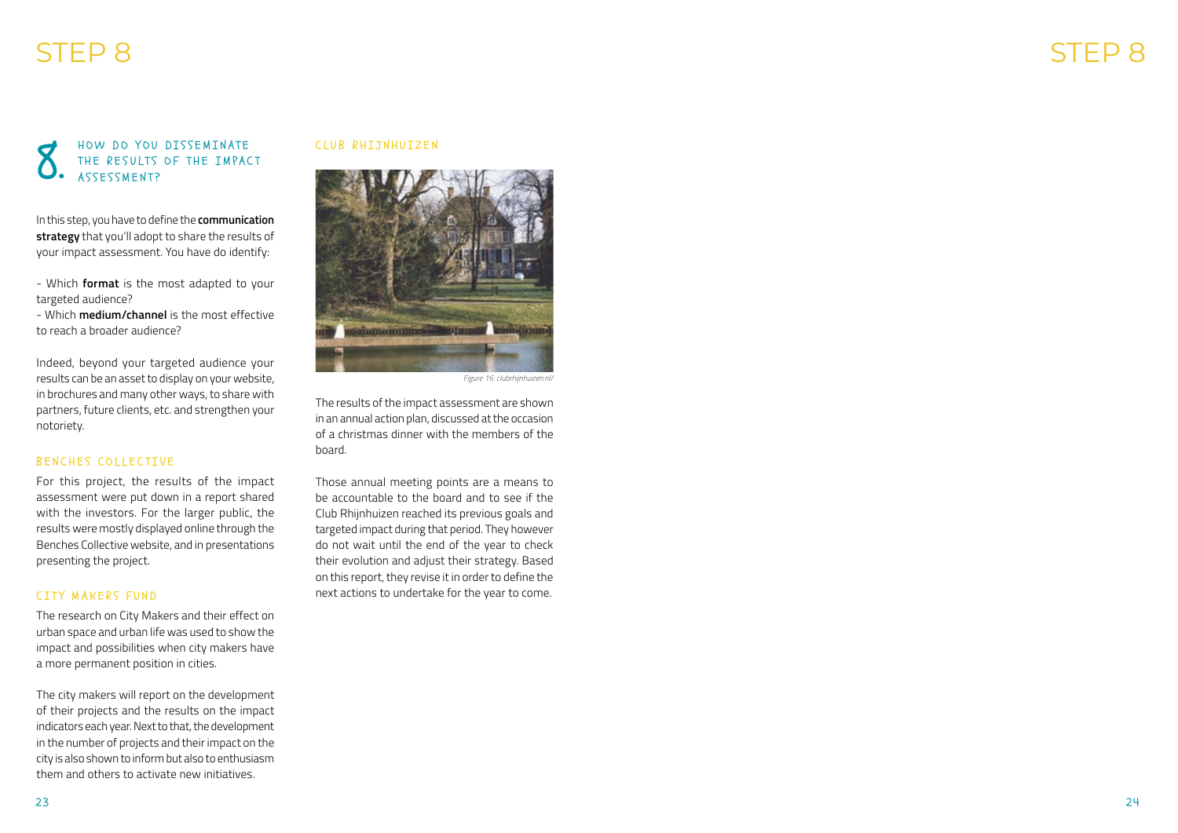# STEP 8

## 8. HOW DO YOU DISSEMINATE THE RESULTS OF THE IMPACT ASSESSMENT?

In this step, you have to define the **communication strategy** that you'll adopt to share the results of your impact assessment. You have do identify:

- Which **format** is the most adapted to your targeted audience?
- Which **medium/channel** is the most effective to reach a broader audience?

Indeed, beyond your targeted audience your results can be an asset to display on your website, in brochures and many other ways, to share with partners, future clients, etc. and strengthen your notoriety.

### BENCHES COLLECTIVE

For this project, the results of the impact assessment were put down in a report shared with the investors. For the larger public, the results were mostly displayed online through the Benches Collective website, and in presentations presenting the project.

### CITY MAKERS FUND

The research on City Makers and their effect on urban space and urban life was used to show the impact and possibilities when city makers have a more permanent position in cities.

The city makers will report on the development of their projects and the results on the impact indicators each year. Next to that, the development in the number of projects and their impact on the city is also shown to inform but also to enthusiasm them and others to activate new initiatives.

### CLUB RHIJNHUIZEN

*Figure 16: clubrhijnhuizen.nl/*

The results of the impact assessment are shown in an annual action plan, discussed at the occasion of a christmas dinner with the members of the board.

Those annual meeting points are a means to be accountable to the board and to see if the Club Rhijnhuizen reached its previous goals and targeted impact during that period. They however do not wait until the end of the year to check their evolution and adjust their strategy. Based on this report, they revise it in order to define the next actions to undertake for the year to come.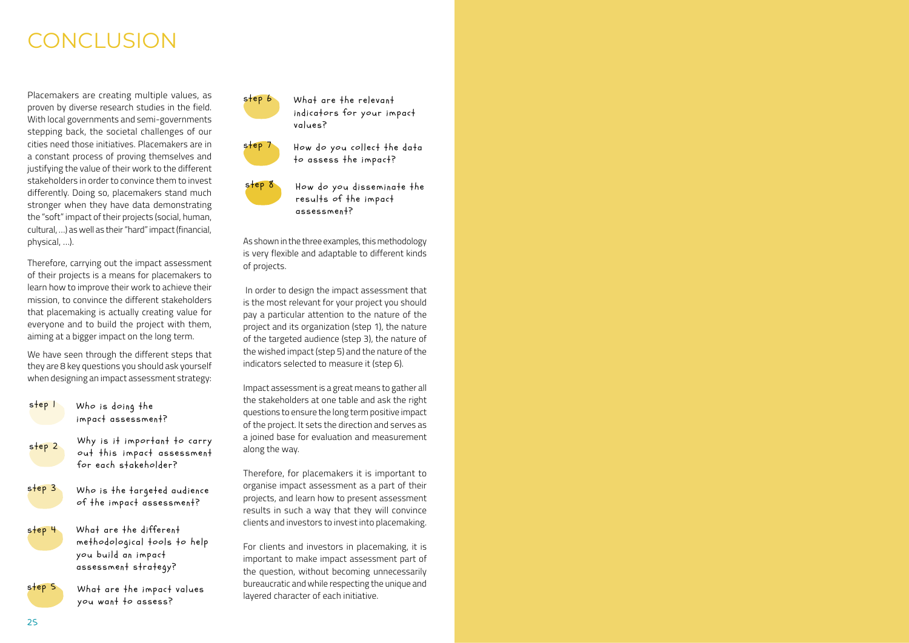# CONCLUSION

Placemakers are creating multiple values, as proven by diverse research studies in the field. With local governments and semi-governments stepping back, the societal challenges of our cities need those initiatives. Placemakers are in a constant process of proving themselves and justifying the value of their work to the different stakeholders in order to convince them to invest differently. Doing so, placemakers stand much stronger when they have data demonstrating the "soft" impact of their projects (social, human, cultural, …) as well as their "hard" impact (financial, physical, …).

Therefore, carrying out the impact assessment of their projects is a means for placemakers to learn how to improve their work to achieve their mission, to convince the different stakeholders that placemaking is actually creating value for everyone and to build the project with them, aiming at a bigger impact on the long term.

We have seen through the different steps that they are 8 key questions you should ask yourself when designing an impact assessment strategy:

- **step 1** Who is doing the impact assessment?
- **step 2** Why is it important to carry out this impact assessment for each stakeholder?
- **step 3** Who is the targeted audience of the impact assessment?
- **step 4** What are the different methodological tools to help you build an impact assessment strategy?
- **step 5** What are the impact values you want to assess?
- **step 6** What are the relevant indicators for your impact values?
- **step 7** How do you collect the data to assess the impact?
- **step 8** How do you disseminate the results of the impact assessment?

As shown in the three examples, this methodology is very flexible and adaptable to different kinds of projects.

In order to design the impact assessment that is the most relevant for your project you should pay a particular attention to the nature of the project and its organization (step 1), the nature of the targeted audience (step 3), the nature of the wished impact (step 5) and the nature of the indicators selected to measure it (step 6).

Impact assessment is a great means to gather all the stakeholders at one table and ask the right questions to ensure the long term positive impact of the project. It sets the direction and serves as a joined base for evaluation and measurement along the way.

Therefore, for placemakers it is important to organise impact assessment as a part of their projects, and learn how to present assessment results in such a way that they will convince clients and investors to invest into placemaking.

For clients and investors in placemaking, it is important to make impact assessment part of the question, without becoming unnecessarily bureaucratic and while respecting the unique and layered character of each initiative.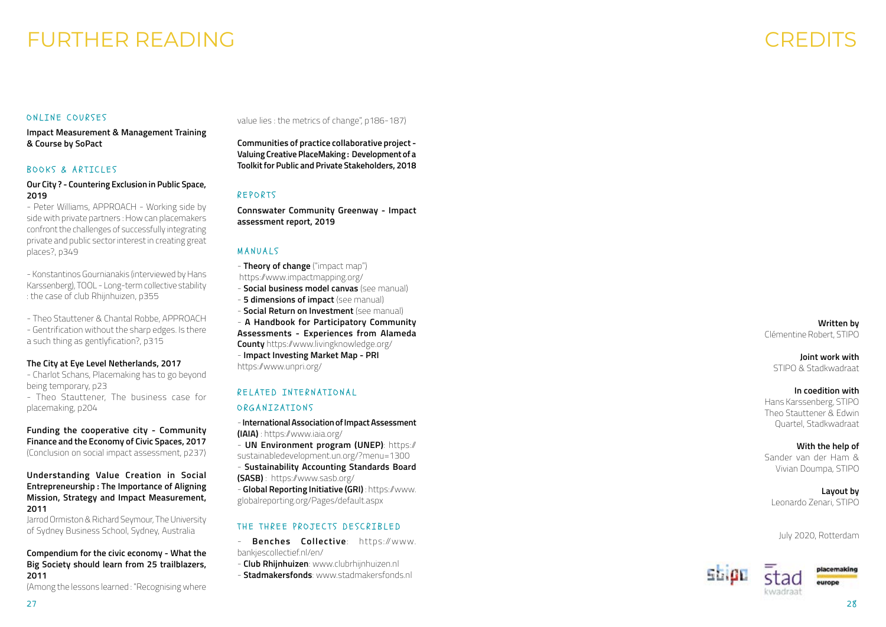# FURTHER READING

## ONLINE COURSES

**Impact Measurement & Management Training & Course by SoPact**

## BOOKS & ARTICLES

**Our City ? - Countering Exclusion in Public Space, 2019**

- Peter Williams, APPROACH - Working side by side with private partners : How can placemakers confront the challenges of successfully integrating private and public sector interest in creating great places?, p349

- Konstantinos Gournianakis (interviewed by Hans Karssenberg), TOOL - Long-term collective stability : the case of club Rhijnhuizen, p355

- Theo Stauttener & Chantal Robbe, APPROACH - Gentrification without the sharp edges. Is there a such thing as gentlyfication?, p315

**The City at Eye Level Netherlands, 2017**

- Charlot Schans, Placemaking has to go beyond being temporary, p23
- Theo Stauttener, The business case for placemaking, p204

**Funding the cooperative city - Community Finance and the Economy of Civic Spaces, 2017**
(Conclusion on social impact assessment, p237)

**Understanding Value Creation in Social Entrepreneurship : The Importance of Aligning Mission, Strategy and Impact Measurement, 2011**
Jarrod Ormiston & Richard Seymour, The University of Sydney Business School, Sydney, Australia

**Compendium for the civic economy - What the Big Society should learn from 25 trailblazers, 2011**
(Among the lessons learned : "Recognising where value lies : the metrics of change", p186-187)

**Communities of practice collaborative project - Valuing Creative PlaceMaking : Development of a Toolkit for Public and Private Stakeholders, 2018**

## REPORTS

**Connswater Community Greenway - Impact assessment report, 2019**

## MANUALS

- **Theory of change** ("impact map") https://www.impactmapping.org/
- **Social business model canvas** (see manual)
- **5 dimensions of impact** (see manual)
- **Social Return on Investment** (see manual)
- **A Handbook for Participatory Community Assessments - Experiences from Alameda County** https://www.livingknowledge.org/
- **Impact Investing Market Map - PRI** https://www.unpri.org/

## RELATED INTERNATIONAL ORGANIZATIONS

- **International Association of Impact Assessment (IAIA)** : https://www.iaia.org/
- **UN Environment program (UNEP)**: https://sustainabledevelopment.un.org/?menu=1300
- **Sustainability Accounting Standards Board (SASB)** : https://www.sasb.org/
- **Global Reporting Initiative (GRI)** : https://www.globalreporting.org/Pages/default.aspx

## THE THREE PROJECTS DESCRIBLED

- **Benches Collective**: https://www.bankjescollectief.nl/en/
- **Club Rhijnhuizen**: www.clubrhijnhuizen.nl
- **Stadmakersfonds**: www.stadmakersfonds.nl

# CREDITS

**Written by**
Clémentine Robert, STIPO

**Joint work with**
STIPO & Stadkwadraat

**In coedition with**
Hans Karssenberg, STIPO
Theo Stauttener & Edwin Quartel, Stadkwadraat

**With the help of**
Sander van der Ham & Vivian Doumpa, STIPO

**Layout by**
Leonardo Zenari, STIPO

July 2020, Rotterdam

stipo stad kwadraat placemaking europe